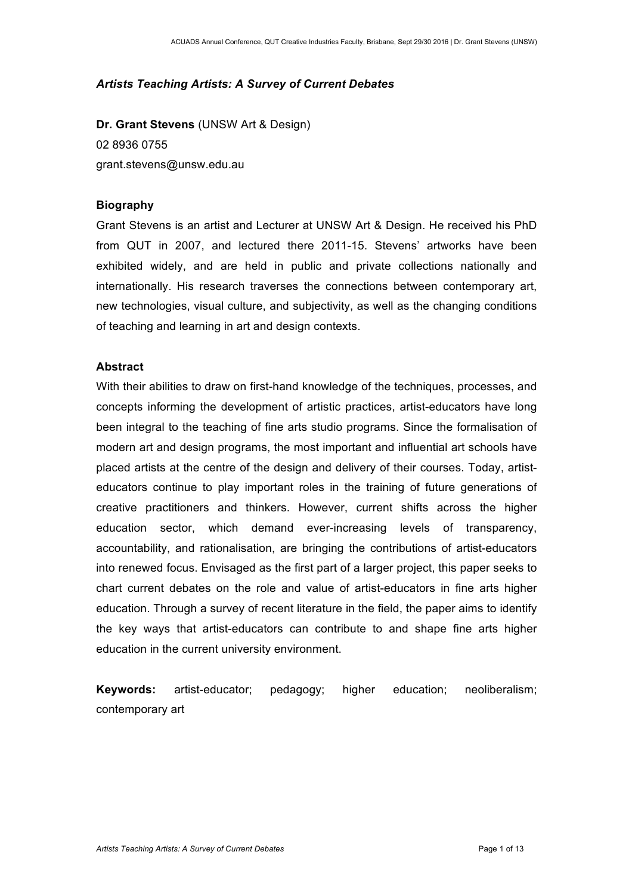# *Artists Teaching Artists: A Survey of Current Debates*

**Dr. Grant Stevens** (UNSW Art & Design)
02 8936 0755
grant.stevens@unsw.edu.au

## Biography

Grant Stevens is an artist and Lecturer at UNSW Art & Design. He received his PhD from QUT in 2007, and lectured there 2011-15. Stevens' artworks have been exhibited widely, and are held in public and private collections nationally and internationally. His research traverses the connections between contemporary art, new technologies, visual culture, and subjectivity, as well as the changing conditions of teaching and learning in art and design contexts.

## Abstract

With their abilities to draw on first-hand knowledge of the techniques, processes, and concepts informing the development of artistic practices, artist-educators have long been integral to the teaching of fine arts studio programs. Since the formalisation of modern art and design programs, the most important and influential art schools have placed artists at the centre of the design and delivery of their courses. Today, artist-educators continue to play important roles in the training of future generations of creative practitioners and thinkers. However, current shifts across the higher education sector, which demand ever-increasing levels of transparency, accountability, and rationalisation, are bringing the contributions of artist-educators into renewed focus. Envisaged as the first part of a larger project, this paper seeks to chart current debates on the role and value of artist-educators in fine arts higher education. Through a survey of recent literature in the field, the paper aims to identify the key ways that artist-educators can contribute to and shape fine arts higher education in the current university environment.

**Keywords:** artist-educator; pedagogy; higher education; neoliberalism; contemporary art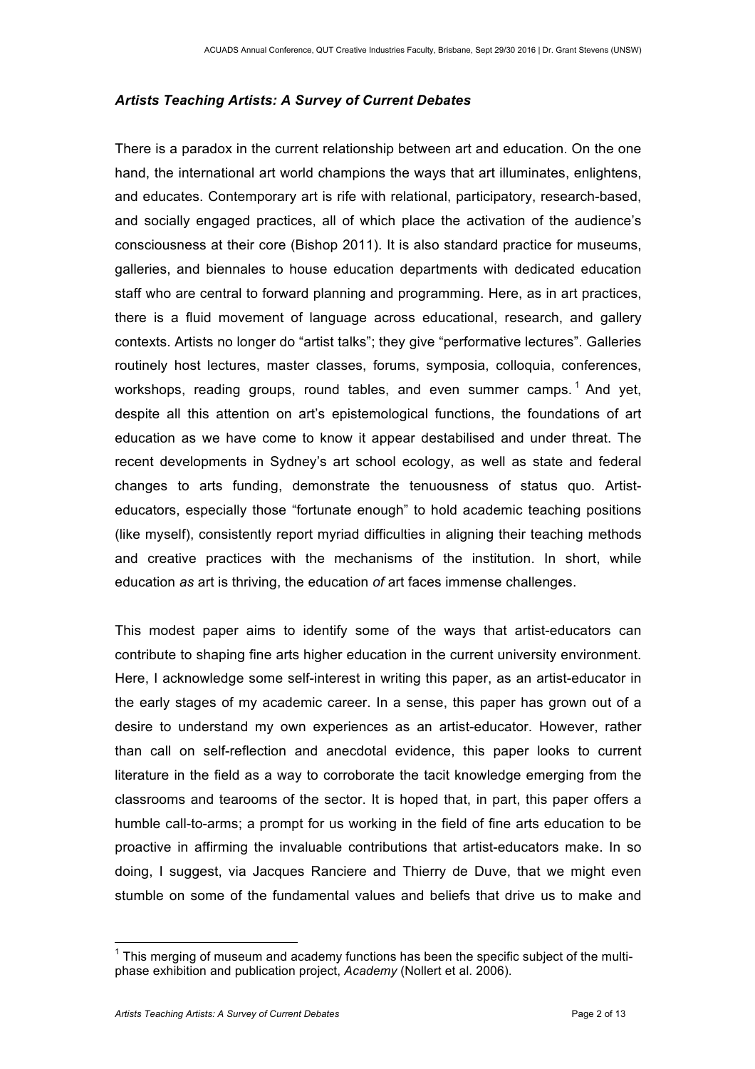### *Artists Teaching Artists: A Survey of Current Debates*

There is a paradox in the current relationship between art and education. On the one hand, the international art world champions the ways that art illuminates, enlightens, and educates. Contemporary art is rife with relational, participatory, research-based, and socially engaged practices, all of which place the activation of the audience's consciousness at their core (Bishop 2011). It is also standard practice for museums, galleries, and biennales to house education departments with dedicated education staff who are central to forward planning and programming. Here, as in art practices, there is a fluid movement of language across educational, research, and gallery contexts. Artists no longer do "artist talks"; they give "performative lectures". Galleries routinely host lectures, master classes, forums, symposia, colloquia, conferences, workshops, reading groups, round tables, and even summer camps.[1] And yet, despite all this attention on art's epistemological functions, the foundations of art education as we have come to know it appear destabilised and under threat. The recent developments in Sydney's art school ecology, as well as state and federal changes to arts funding, demonstrate the tenuousness of status quo. Artist-educators, especially those "fortunate enough" to hold academic teaching positions (like myself), consistently report myriad difficulties in aligning their teaching methods and creative practices with the mechanisms of the institution. In short, while education *as* art is thriving, the education *of* art faces immense challenges.

This modest paper aims to identify some of the ways that artist-educators can contribute to shaping fine arts higher education in the current university environment. Here, I acknowledge some self-interest in writing this paper, as an artist-educator in the early stages of my academic career. In a sense, this paper has grown out of a desire to understand my own experiences as an artist-educator. However, rather than call on self-reflection and anecdotal evidence, this paper looks to current literature in the field as a way to corroborate the tacit knowledge emerging from the classrooms and tearooms of the sector. It is hoped that, in part, this paper offers a humble call-to-arms; a prompt for us working in the field of fine arts education to be proactive in affirming the invaluable contributions that artist-educators make. In so doing, I suggest, via Jacques Ranciere and Thierry de Duve, that we might even stumble on some of the fundamental values and beliefs that drive us to make and

---

[1] This merging of museum and academy functions has been the specific subject of the multi-phase exhibition and publication project, *Academy* (Nollert et al. 2006).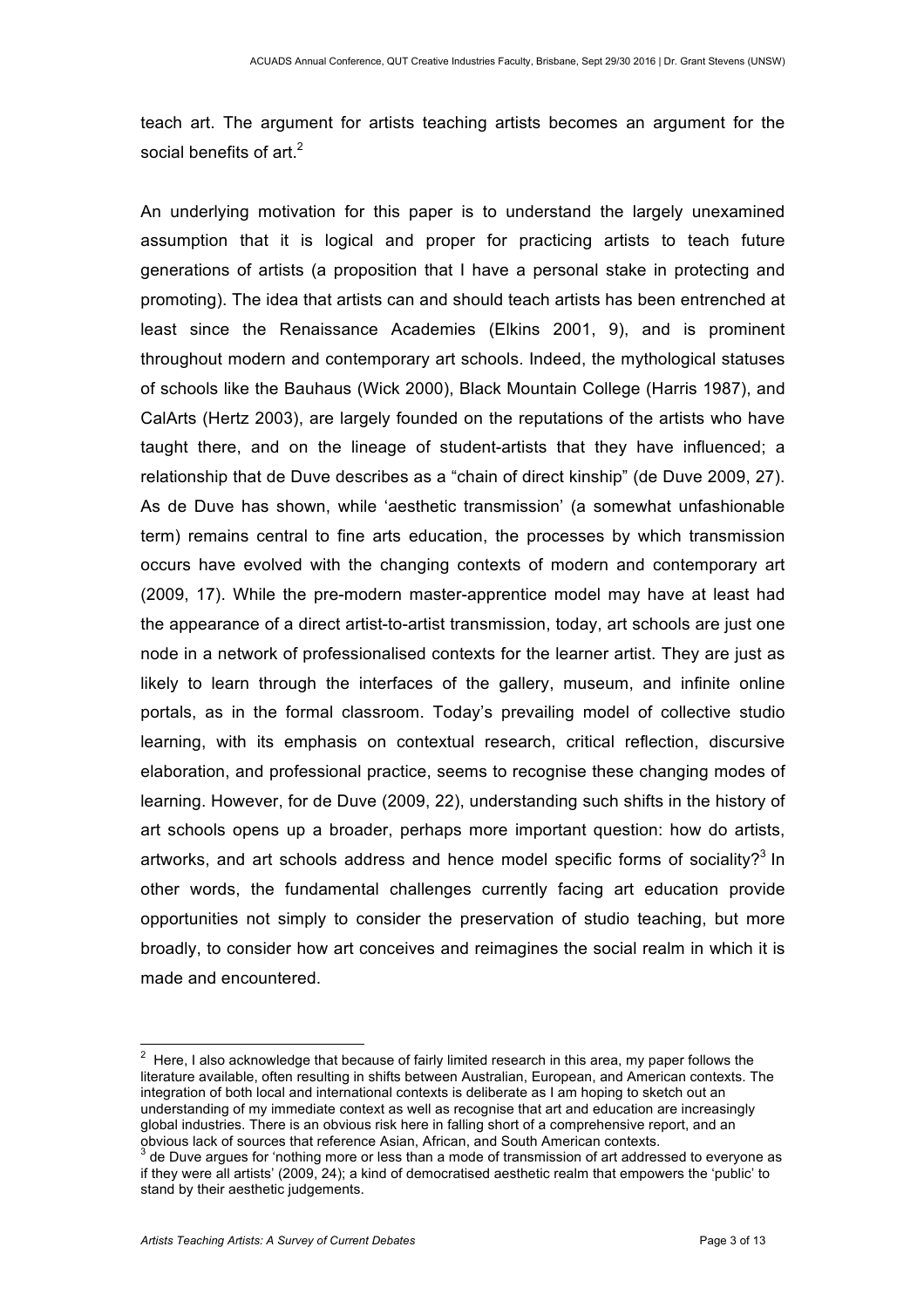teach art. The argument for artists teaching artists becomes an argument for the social benefits of art.[2]

An underlying motivation for this paper is to understand the largely unexamined assumption that it is logical and proper for practicing artists to teach future generations of artists (a proposition that I have a personal stake in protecting and promoting). The idea that artists can and should teach artists has been entrenched at least since the Renaissance Academies (Elkins 2001, 9), and is prominent throughout modern and contemporary art schools. Indeed, the mythological statuses of schools like the Bauhaus (Wick 2000), Black Mountain College (Harris 1987), and CalArts (Hertz 2003), are largely founded on the reputations of the artists who have taught there, and on the lineage of student-artists that they have influenced; a relationship that de Duve describes as a "chain of direct kinship" (de Duve 2009, 27). As de Duve has shown, while 'aesthetic transmission' (a somewhat unfashionable term) remains central to fine arts education, the processes by which transmission occurs have evolved with the changing contexts of modern and contemporary art (2009, 17). While the pre-modern master-apprentice model may have at least had the appearance of a direct artist-to-artist transmission, today, art schools are just one node in a network of professionalised contexts for the learner artist. They are just as likely to learn through the interfaces of the gallery, museum, and infinite online portals, as in the formal classroom. Today's prevailing model of collective studio learning, with its emphasis on contextual research, critical reflection, discursive elaboration, and professional practice, seems to recognise these changing modes of learning. However, for de Duve (2009, 22), understanding such shifts in the history of art schools opens up a broader, perhaps more important question: how do artists, artworks, and art schools address and hence model specific forms of sociality?[3] In other words, the fundamental challenges currently facing art education provide opportunities not simply to consider the preservation of studio teaching, but more broadly, to consider how art conceives and reimagines the social realm in which it is made and encountered.

---

[2] Here, I also acknowledge that because of fairly limited research in this area, my paper follows the literature available, often resulting in shifts between Australian, European, and American contexts. The integration of both local and international contexts is deliberate as I am hoping to sketch out an understanding of my immediate context as well as recognise that art and education are increasingly global industries. There is an obvious risk here in falling short of a comprehensive report, and an obvious lack of sources that reference Asian, African, and South American contexts.

[3] de Duve argues for 'nothing more or less than a mode of transmission of art addressed to everyone as if they were all artists' (2009, 24); a kind of democratised aesthetic realm that empowers the 'public' to stand by their aesthetic judgements.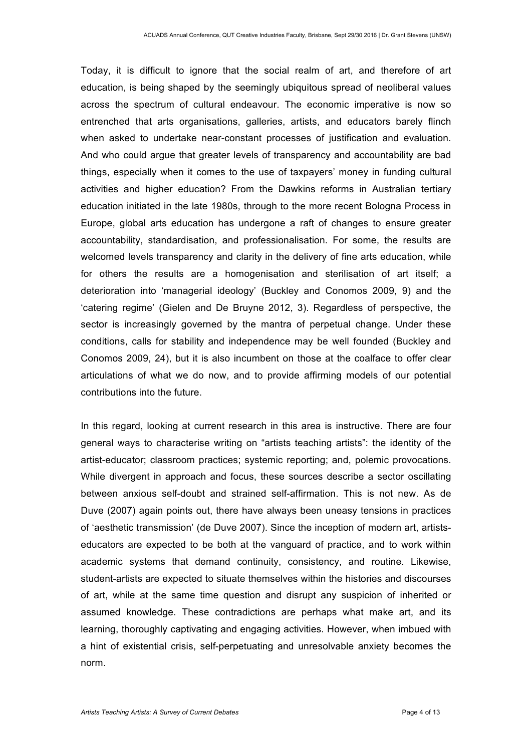Today, it is difficult to ignore that the social realm of art, and therefore of art education, is being shaped by the seemingly ubiquitous spread of neoliberal values across the spectrum of cultural endeavour. The economic imperative is now so entrenched that arts organisations, galleries, artists, and educators barely flinch when asked to undertake near-constant processes of justification and evaluation. And who could argue that greater levels of transparency and accountability are bad things, especially when it comes to the use of taxpayers' money in funding cultural activities and higher education? From the Dawkins reforms in Australian tertiary education initiated in the late 1980s, through to the more recent Bologna Process in Europe, global arts education has undergone a raft of changes to ensure greater accountability, standardisation, and professionalisation. For some, the results are welcomed levels transparency and clarity in the delivery of fine arts education, while for others the results are a homogenisation and sterilisation of art itself; a deterioration into 'managerial ideology' (Buckley and Conomos 2009, 9) and the 'catering regime' (Gielen and De Bruyne 2012, 3). Regardless of perspective, the sector is increasingly governed by the mantra of perpetual change. Under these conditions, calls for stability and independence may be well founded (Buckley and Conomos 2009, 24), but it is also incumbent on those at the coalface to offer clear articulations of what we do now, and to provide affirming models of our potential contributions into the future.

In this regard, looking at current research in this area is instructive. There are four general ways to characterise writing on "artists teaching artists": the identity of the artist-educator; classroom practices; systemic reporting; and, polemic provocations. While divergent in approach and focus, these sources describe a sector oscillating between anxious self-doubt and strained self-affirmation. This is not new. As de Duve (2007) again points out, there have always been uneasy tensions in practices of 'aesthetic transmission' (de Duve 2007). Since the inception of modern art, artists-educators are expected to be both at the vanguard of practice, and to work within academic systems that demand continuity, consistency, and routine. Likewise, student-artists are expected to situate themselves within the histories and discourses of art, while at the same time question and disrupt any suspicion of inherited or assumed knowledge. These contradictions are perhaps what make art, and its learning, thoroughly captivating and engaging activities. However, when imbued with a hint of existential crisis, self-perpetuating and unresolvable anxiety becomes the norm.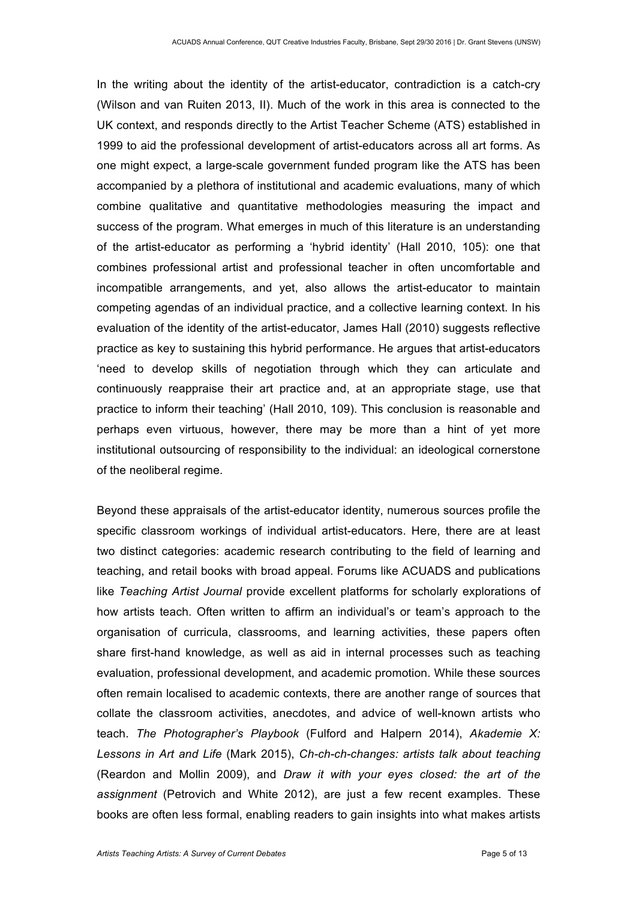In the writing about the identity of the artist-educator, contradiction is a catch-cry (Wilson and van Ruiten 2013, II). Much of the work in this area is connected to the UK context, and responds directly to the Artist Teacher Scheme (ATS) established in 1999 to aid the professional development of artist-educators across all art forms. As one might expect, a large-scale government funded program like the ATS has been accompanied by a plethora of institutional and academic evaluations, many of which combine qualitative and quantitative methodologies measuring the impact and success of the program. What emerges in much of this literature is an understanding of the artist-educator as performing a 'hybrid identity' (Hall 2010, 105): one that combines professional artist and professional teacher in often uncomfortable and incompatible arrangements, and yet, also allows the artist-educator to maintain competing agendas of an individual practice, and a collective learning context. In his evaluation of the identity of the artist-educator, James Hall (2010) suggests reflective practice as key to sustaining this hybrid performance. He argues that artist-educators 'need to develop skills of negotiation through which they can articulate and continuously reappraise their art practice and, at an appropriate stage, use that practice to inform their teaching' (Hall 2010, 109). This conclusion is reasonable and perhaps even virtuous, however, there may be more than a hint of yet more institutional outsourcing of responsibility to the individual: an ideological cornerstone of the neoliberal regime.

Beyond these appraisals of the artist-educator identity, numerous sources profile the specific classroom workings of individual artist-educators. Here, there are at least two distinct categories: academic research contributing to the field of learning and teaching, and retail books with broad appeal. Forums like ACUADS and publications like *Teaching Artist Journal* provide excellent platforms for scholarly explorations of how artists teach. Often written to affirm an individual's or team's approach to the organisation of curricula, classrooms, and learning activities, these papers often share first-hand knowledge, as well as aid in internal processes such as teaching evaluation, professional development, and academic promotion. While these sources often remain localised to academic contexts, there are another range of sources that collate the classroom activities, anecdotes, and advice of well-known artists who teach. *The Photographer's Playbook* (Fulford and Halpern 2014), *Akademie X: Lessons in Art and Life* (Mark 2015), *Ch-ch-ch-changes: artists talk about teaching* (Reardon and Mollin 2009), and *Draw it with your eyes closed: the art of the assignment* (Petrovich and White 2012), are just a few recent examples. These books are often less formal, enabling readers to gain insights into what makes artists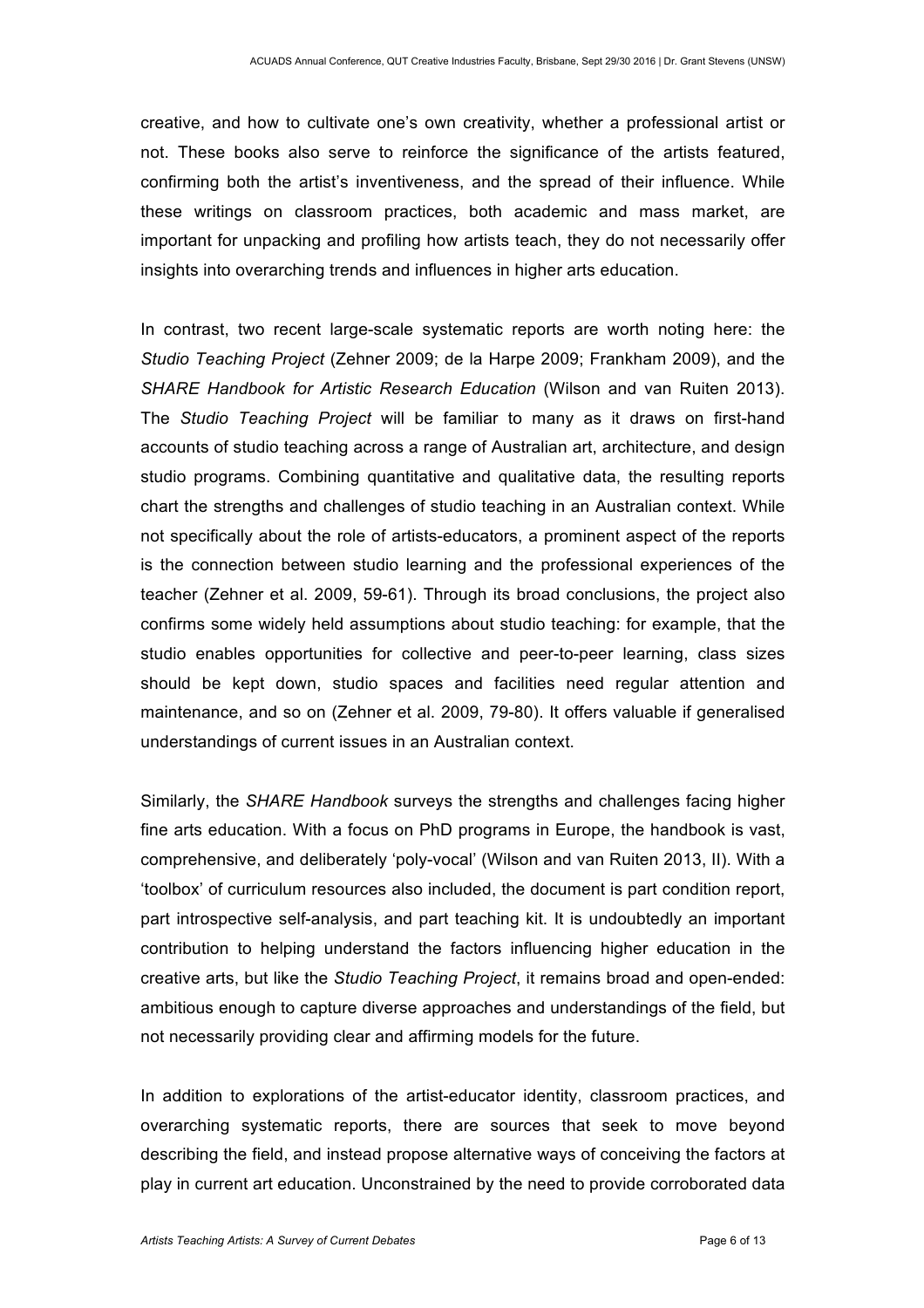creative, and how to cultivate one's own creativity, whether a professional artist or not. These books also serve to reinforce the significance of the artists featured, confirming both the artist's inventiveness, and the spread of their influence. While these writings on classroom practices, both academic and mass market, are important for unpacking and profiling how artists teach, they do not necessarily offer insights into overarching trends and influences in higher arts education.

In contrast, two recent large-scale systematic reports are worth noting here: the *Studio Teaching Project* (Zehner 2009; de la Harpe 2009; Frankham 2009), and the *SHARE Handbook for Artistic Research Education* (Wilson and van Ruiten 2013). The *Studio Teaching Project* will be familiar to many as it draws on first-hand accounts of studio teaching across a range of Australian art, architecture, and design studio programs. Combining quantitative and qualitative data, the resulting reports chart the strengths and challenges of studio teaching in an Australian context. While not specifically about the role of artists-educators, a prominent aspect of the reports is the connection between studio learning and the professional experiences of the teacher (Zehner et al. 2009, 59-61). Through its broad conclusions, the project also confirms some widely held assumptions about studio teaching: for example, that the studio enables opportunities for collective and peer-to-peer learning, class sizes should be kept down, studio spaces and facilities need regular attention and maintenance, and so on (Zehner et al. 2009, 79-80). It offers valuable if generalised understandings of current issues in an Australian context.

Similarly, the *SHARE Handbook* surveys the strengths and challenges facing higher fine arts education. With a focus on PhD programs in Europe, the handbook is vast, comprehensive, and deliberately 'poly-vocal' (Wilson and van Ruiten 2013, II). With a 'toolbox' of curriculum resources also included, the document is part condition report, part introspective self-analysis, and part teaching kit. It is undoubtedly an important contribution to helping understand the factors influencing higher education in the creative arts, but like the *Studio Teaching Project*, it remains broad and open-ended: ambitious enough to capture diverse approaches and understandings of the field, but not necessarily providing clear and affirming models for the future.

In addition to explorations of the artist-educator identity, classroom practices, and overarching systematic reports, there are sources that seek to move beyond describing the field, and instead propose alternative ways of conceiving the factors at play in current art education. Unconstrained by the need to provide corroborated data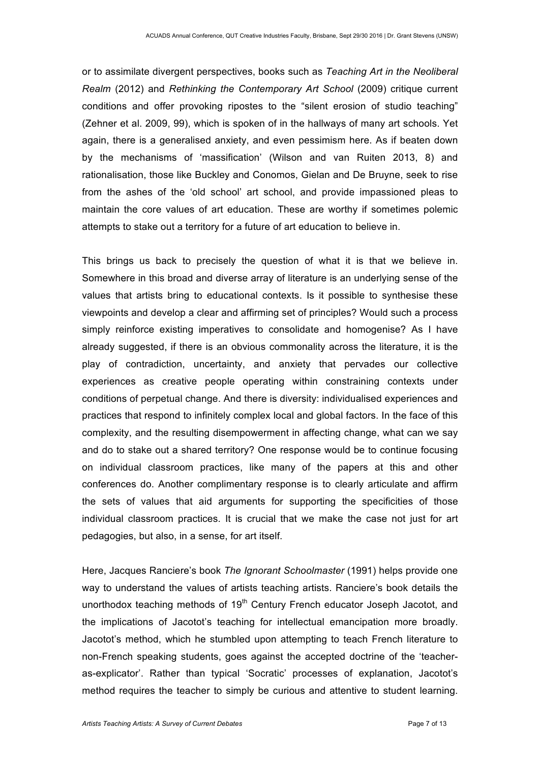or to assimilate divergent perspectives, books such as *Teaching Art in the Neoliberal Realm* (2012) and *Rethinking the Contemporary Art School* (2009) critique current conditions and offer provoking ripostes to the "silent erosion of studio teaching" (Zehner et al. 2009, 99), which is spoken of in the hallways of many art schools. Yet again, there is a generalised anxiety, and even pessimism here. As if beaten down by the mechanisms of 'massification' (Wilson and van Ruiten 2013, 8) and rationalisation, those like Buckley and Conomos, Gielan and De Bruyne, seek to rise from the ashes of the 'old school' art school, and provide impassioned pleas to maintain the core values of art education. These are worthy if sometimes polemic attempts to stake out a territory for a future of art education to believe in.

This brings us back to precisely the question of what it is that we believe in. Somewhere in this broad and diverse array of literature is an underlying sense of the values that artists bring to educational contexts. Is it possible to synthesise these viewpoints and develop a clear and affirming set of principles? Would such a process simply reinforce existing imperatives to consolidate and homogenise? As I have already suggested, if there is an obvious commonality across the literature, it is the play of contradiction, uncertainty, and anxiety that pervades our collective experiences as creative people operating within constraining contexts under conditions of perpetual change. And there is diversity: individualised experiences and practices that respond to infinitely complex local and global factors. In the face of this complexity, and the resulting disempowerment in affecting change, what can we say and do to stake out a shared territory? One response would be to continue focusing on individual classroom practices, like many of the papers at this and other conferences do. Another complimentary response is to clearly articulate and affirm the sets of values that aid arguments for supporting the specificities of those individual classroom practices. It is crucial that we make the case not just for art pedagogies, but also, in a sense, for art itself.

Here, Jacques Ranciere's book *The Ignorant Schoolmaster* (1991) helps provide one way to understand the values of artists teaching artists. Ranciere's book details the unorthodox teaching methods of 19th Century French educator Joseph Jacotot, and the implications of Jacotot's teaching for intellectual emancipation more broadly. Jacotot's method, which he stumbled upon attempting to teach French literature to non-French speaking students, goes against the accepted doctrine of the 'teacher-as-explicator'. Rather than typical 'Socratic' processes of explanation, Jacotot's method requires the teacher to simply be curious and attentive to student learning.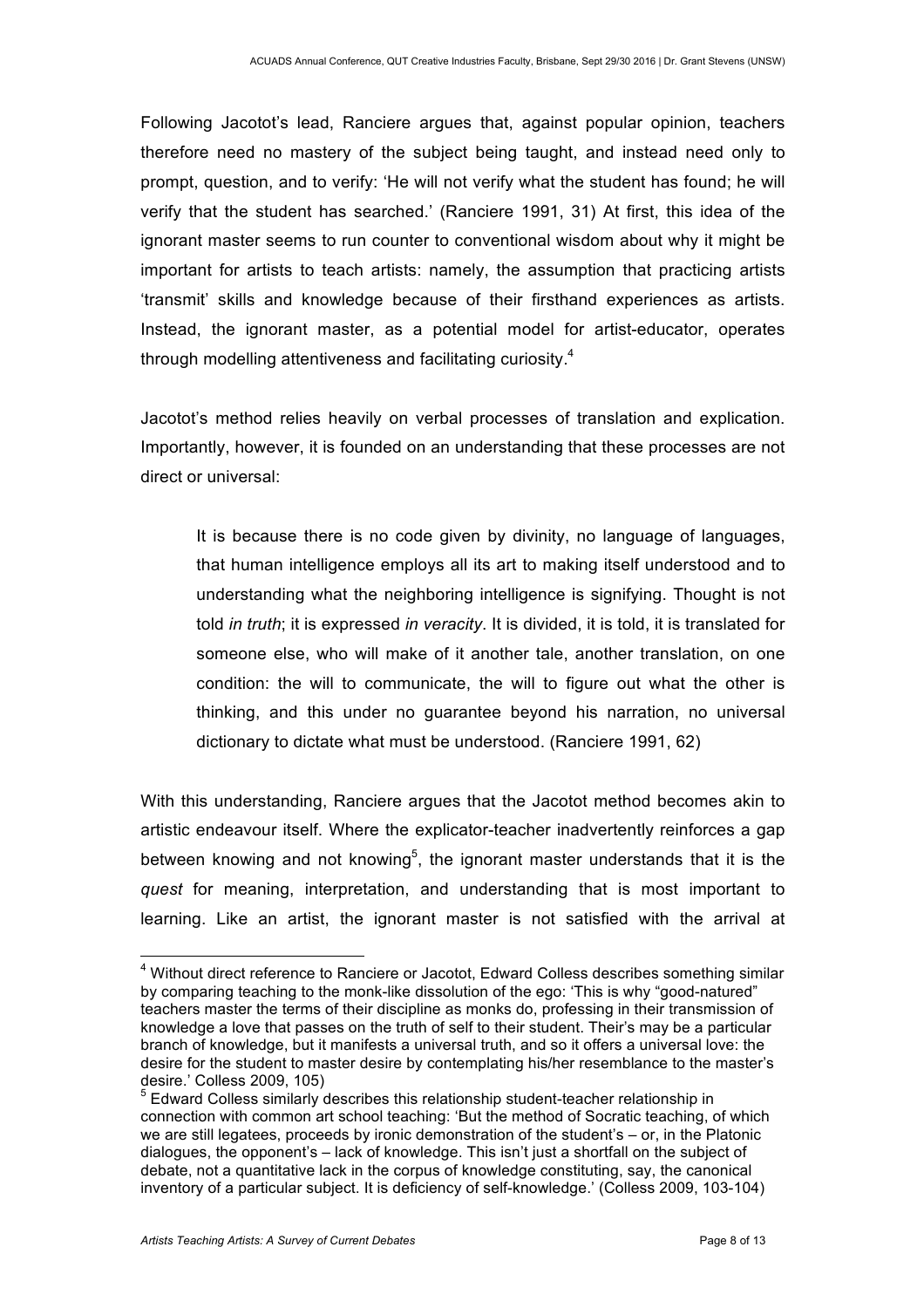Following Jacotot's lead, Ranciere argues that, against popular opinion, teachers therefore need no mastery of the subject being taught, and instead need only to prompt, question, and to verify: 'He will not verify what the student has found; he will verify that the student has searched.' (Ranciere 1991, 31) At first, this idea of the ignorant master seems to run counter to conventional wisdom about why it might be important for artists to teach artists: namely, the assumption that practicing artists 'transmit' skills and knowledge because of their firsthand experiences as artists. Instead, the ignorant master, as a potential model for artist-educator, operates through modelling attentiveness and facilitating curiosity.[4]

Jacotot's method relies heavily on verbal processes of translation and explication. Importantly, however, it is founded on an understanding that these processes are not direct or universal:

> It is because there is no code given by divinity, no language of languages, that human intelligence employs all its art to making itself understood and to understanding what the neighboring intelligence is signifying. Thought is not told *in truth*; it is expressed *in veracity*. It is divided, it is told, it is translated for someone else, who will make of it another tale, another translation, on one condition: the will to communicate, the will to figure out what the other is thinking, and this under no guarantee beyond his narration, no universal dictionary to dictate what must be understood. (Ranciere 1991, 62)

With this understanding, Ranciere argues that the Jacotot method becomes akin to artistic endeavour itself. Where the explicator-teacher inadvertently reinforces a gap between knowing and not knowing[5], the ignorant master understands that it is the *quest* for meaning, interpretation, and understanding that is most important to learning. Like an artist, the ignorant master is not satisfied with the arrival at

---

[4] Without direct reference to Ranciere or Jacotot, Edward Colless describes something similar by comparing teaching to the monk-like dissolution of the ego: 'This is why "good-natured" teachers master the terms of their discipline as monks do, professing in their transmission of knowledge a love that passes on the truth of self to their student. Their's may be a particular branch of knowledge, but it manifests a universal truth, and so it offers a universal love: the desire for the student to master desire by contemplating his/her resemblance to the master's desire.' Colless 2009, 105)

[5] Edward Colless similarly describes this relationship student-teacher relationship in connection with common art school teaching: 'But the method of Socratic teaching, of which we are still legatees, proceeds by ironic demonstration of the student's – or, in the Platonic dialogues, the opponent's – lack of knowledge. This isn't just a shortfall on the subject of debate, not a quantitative lack in the corpus of knowledge constituting, say, the canonical inventory of a particular subject. It is deficiency of self-knowledge.' (Colless 2009, 103-104)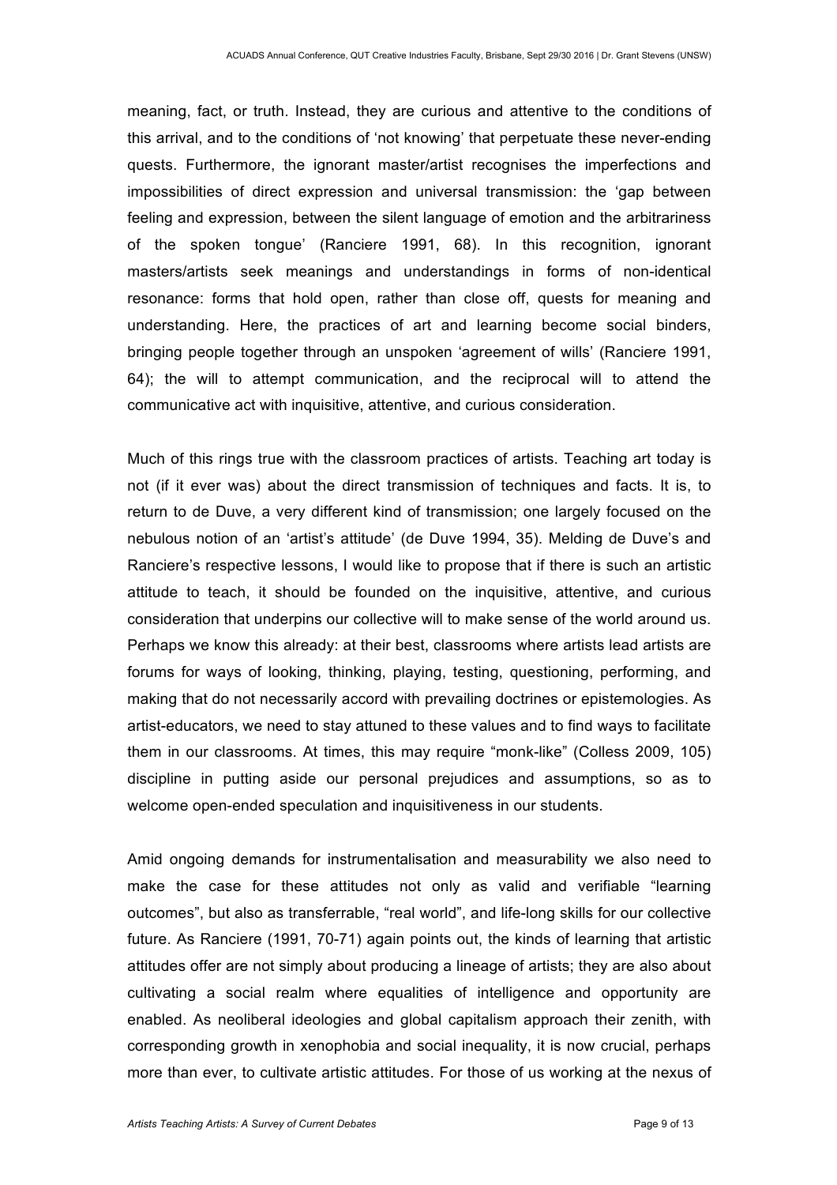meaning, fact, or truth. Instead, they are curious and attentive to the conditions of this arrival, and to the conditions of 'not knowing' that perpetuate these never-ending quests. Furthermore, the ignorant master/artist recognises the imperfections and impossibilities of direct expression and universal transmission: the 'gap between feeling and expression, between the silent language of emotion and the arbitrariness of the spoken tongue' (Ranciere 1991, 68). In this recognition, ignorant masters/artists seek meanings and understandings in forms of non-identical resonance: forms that hold open, rather than close off, quests for meaning and understanding. Here, the practices of art and learning become social binders, bringing people together through an unspoken 'agreement of wills' (Ranciere 1991, 64); the will to attempt communication, and the reciprocal will to attend the communicative act with inquisitive, attentive, and curious consideration.

Much of this rings true with the classroom practices of artists. Teaching art today is not (if it ever was) about the direct transmission of techniques and facts. It is, to return to de Duve, a very different kind of transmission; one largely focused on the nebulous notion of an 'artist's attitude' (de Duve 1994, 35). Melding de Duve's and Ranciere's respective lessons, I would like to propose that if there is such an artistic attitude to teach, it should be founded on the inquisitive, attentive, and curious consideration that underpins our collective will to make sense of the world around us. Perhaps we know this already: at their best, classrooms where artists lead artists are forums for ways of looking, thinking, playing, testing, questioning, performing, and making that do not necessarily accord with prevailing doctrines or epistemologies. As artist-educators, we need to stay attuned to these values and to find ways to facilitate them in our classrooms. At times, this may require "monk-like" (Colless 2009, 105) discipline in putting aside our personal prejudices and assumptions, so as to welcome open-ended speculation and inquisitiveness in our students.

Amid ongoing demands for instrumentalisation and measurability we also need to make the case for these attitudes not only as valid and verifiable "learning outcomes", but also as transferrable, "real world", and life-long skills for our collective future. As Ranciere (1991, 70-71) again points out, the kinds of learning that artistic attitudes offer are not simply about producing a lineage of artists; they are also about cultivating a social realm where equalities of intelligence and opportunity are enabled. As neoliberal ideologies and global capitalism approach their zenith, with corresponding growth in xenophobia and social inequality, it is now crucial, perhaps more than ever, to cultivate artistic attitudes. For those of us working at the nexus of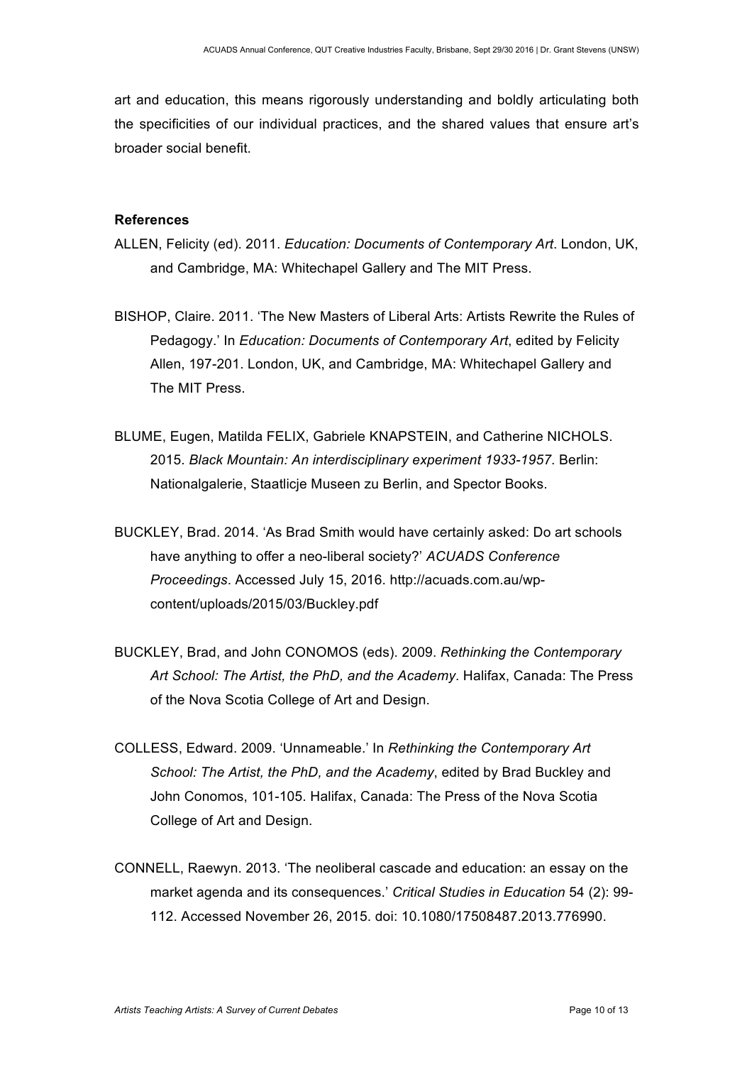art and education, this means rigorously understanding and boldly articulating both the specificities of our individual practices, and the shared values that ensure art's broader social benefit.

**References**

ALLEN, Felicity (ed). 2011. *Education: Documents of Contemporary Art*. London, UK, and Cambridge, MA: Whitechapel Gallery and The MIT Press.

BISHOP, Claire. 2011. 'The New Masters of Liberal Arts: Artists Rewrite the Rules of Pedagogy.' In *Education: Documents of Contemporary Art*, edited by Felicity Allen, 197-201. London, UK, and Cambridge, MA: Whitechapel Gallery and The MIT Press.

BLUME, Eugen, Matilda FELIX, Gabriele KNAPSTEIN, and Catherine NICHOLS. 2015. *Black Mountain: An interdisciplinary experiment 1933-1957*. Berlin: Nationalgalerie, Staatlicje Museen zu Berlin, and Spector Books.

BUCKLEY, Brad. 2014. 'As Brad Smith would have certainly asked: Do art schools have anything to offer a neo-liberal society?' *ACUADS Conference Proceedings*. Accessed July 15, 2016. http://acuads.com.au/wp-content/uploads/2015/03/Buckley.pdf

BUCKLEY, Brad, and John CONOMOS (eds). 2009. *Rethinking the Contemporary Art School: The Artist, the PhD, and the Academy*. Halifax, Canada: The Press of the Nova Scotia College of Art and Design.

COLLESS, Edward. 2009. 'Unnameable.' In *Rethinking the Contemporary Art School: The Artist, the PhD, and the Academy*, edited by Brad Buckley and John Conomos, 101-105. Halifax, Canada: The Press of the Nova Scotia College of Art and Design.

CONNELL, Raewyn. 2013. 'The neoliberal cascade and education: an essay on the market agenda and its consequences.' *Critical Studies in Education* 54 (2): 99-112. Accessed November 26, 2015. doi: 10.1080/17508487.2013.776990.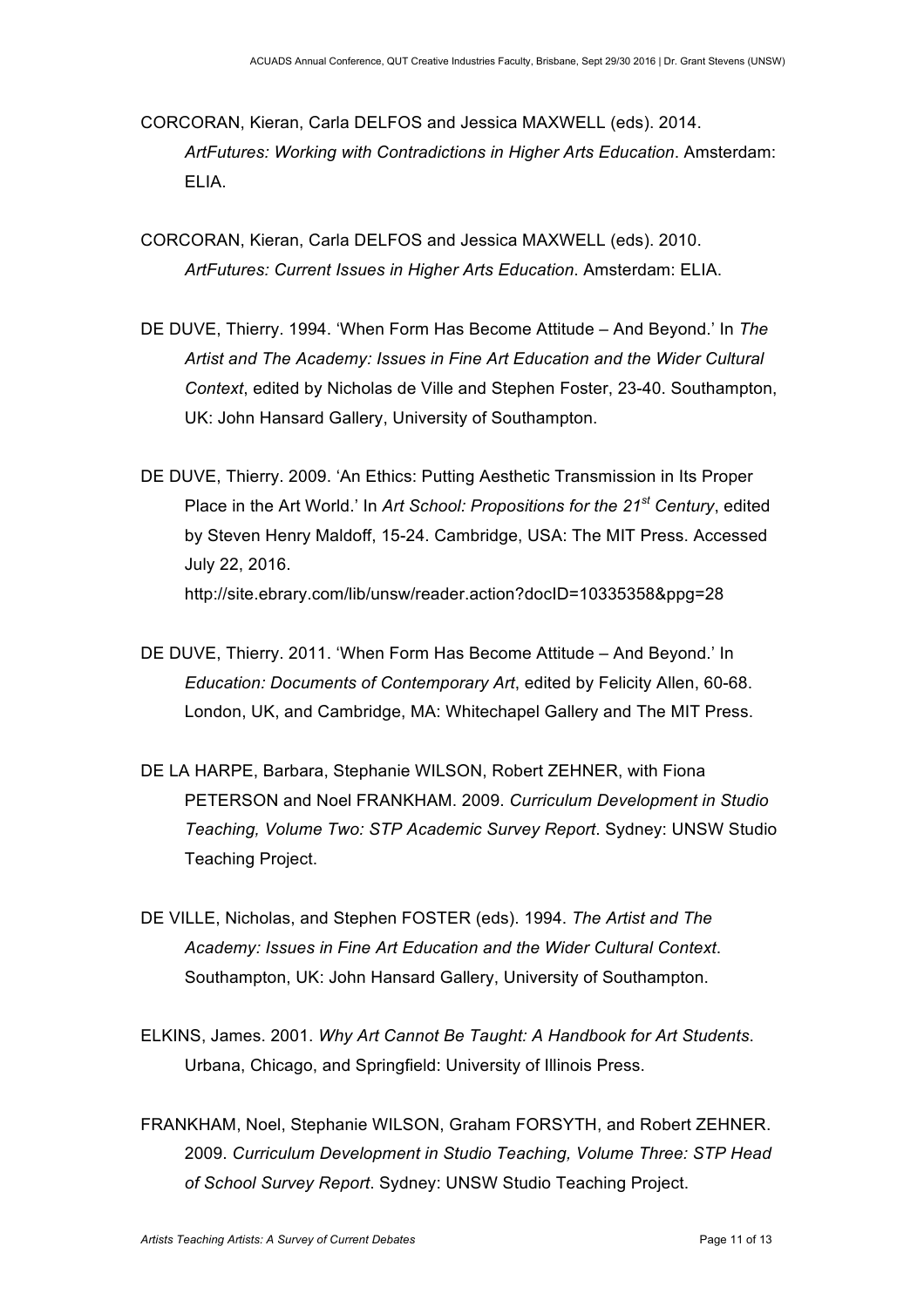CORCORAN, Kieran, Carla DELFOS and Jessica MAXWELL (eds). 2014. *ArtFutures: Working with Contradictions in Higher Arts Education*. Amsterdam: ELIA.

CORCORAN, Kieran, Carla DELFOS and Jessica MAXWELL (eds). 2010. *ArtFutures: Current Issues in Higher Arts Education*. Amsterdam: ELIA.

DE DUVE, Thierry. 1994. 'When Form Has Become Attitude – And Beyond.' In *The Artist and The Academy: Issues in Fine Art Education and the Wider Cultural Context*, edited by Nicholas de Ville and Stephen Foster, 23-40. Southampton, UK: John Hansard Gallery, University of Southampton.

DE DUVE, Thierry. 2009. 'An Ethics: Putting Aesthetic Transmission in Its Proper Place in the Art World.' In *Art School: Propositions for the 21st Century*, edited by Steven Henry Maldoff, 15-24. Cambridge, USA: The MIT Press. Accessed July 22, 2016. http://site.ebrary.com/lib/unsw/reader.action?docID=10335358&ppg=28

DE DUVE, Thierry. 2011. 'When Form Has Become Attitude – And Beyond.' In *Education: Documents of Contemporary Art*, edited by Felicity Allen, 60-68. London, UK, and Cambridge, MA: Whitechapel Gallery and The MIT Press.

DE LA HARPE, Barbara, Stephanie WILSON, Robert ZEHNER, with Fiona PETERSON and Noel FRANKHAM. 2009. *Curriculum Development in Studio Teaching, Volume Two: STP Academic Survey Report*. Sydney: UNSW Studio Teaching Project.

DE VILLE, Nicholas, and Stephen FOSTER (eds). 1994. *The Artist and The Academy: Issues in Fine Art Education and the Wider Cultural Context*. Southampton, UK: John Hansard Gallery, University of Southampton.

ELKINS, James. 2001. *Why Art Cannot Be Taught: A Handbook for Art Students*. Urbana, Chicago, and Springfield: University of Illinois Press.

FRANKHAM, Noel, Stephanie WILSON, Graham FORSYTH, and Robert ZEHNER. 2009. *Curriculum Development in Studio Teaching, Volume Three: STP Head of School Survey Report*. Sydney: UNSW Studio Teaching Project.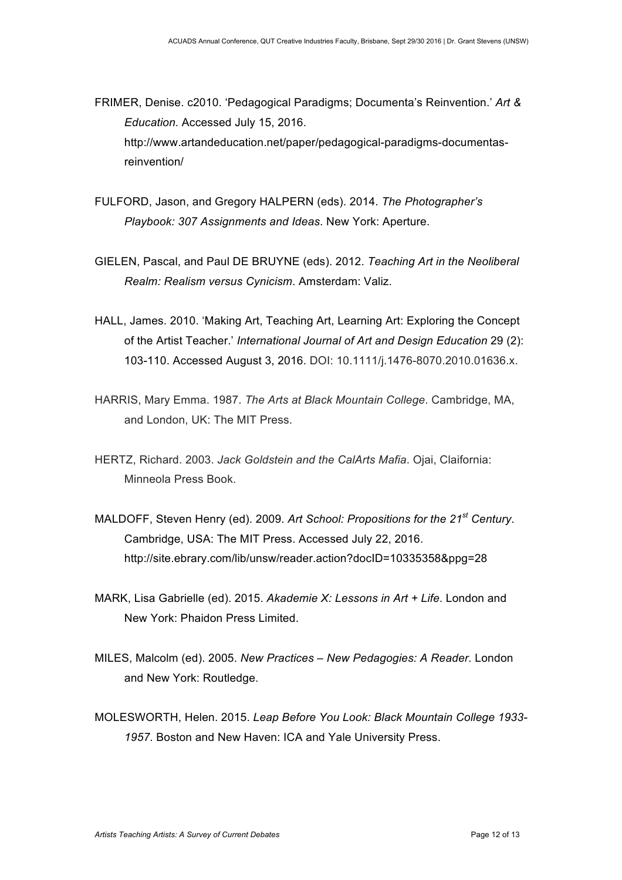FRIMER, Denise. c2010. 'Pedagogical Paradigms; Documenta's Reinvention.' *Art & Education.* Accessed July 15, 2016. http://www.artandeducation.net/paper/pedagogical-paradigms-documentas-reinvention/

FULFORD, Jason, and Gregory HALPERN (eds). 2014. *The Photographer's Playbook: 307 Assignments and Ideas*. New York: Aperture.

GIELEN, Pascal, and Paul DE BRUYNE (eds). 2012. *Teaching Art in the Neoliberal Realm: Realism versus Cynicism*. Amsterdam: Valiz.

HALL, James. 2010. 'Making Art, Teaching Art, Learning Art: Exploring the Concept of the Artist Teacher.' *International Journal of Art and Design Education* 29 (2): 103-110. Accessed August 3, 2016. DOI: 10.1111/j.1476-8070.2010.01636.x.

HARRIS, Mary Emma. 1987. *The Arts at Black Mountain College*. Cambridge, MA, and London, UK: The MIT Press.

HERTZ, Richard. 2003. *Jack Goldstein and the CalArts Mafia*. Ojai, Claifornia: Minneola Press Book.

MALDOFF, Steven Henry (ed). 2009. *Art School: Propositions for the 21st Century*. Cambridge, USA: The MIT Press. Accessed July 22, 2016. http://site.ebrary.com/lib/unsw/reader.action?docID=10335358&ppg=28

MARK, Lisa Gabrielle (ed). 2015. *Akademie X: Lessons in Art + Life*. London and New York: Phaidon Press Limited.

MILES, Malcolm (ed). 2005. *New Practices – New Pedagogies: A Reader.* London and New York: Routledge.

MOLESWORTH, Helen. 2015. *Leap Before You Look: Black Mountain College 1933-1957*. Boston and New Haven: ICA and Yale University Press.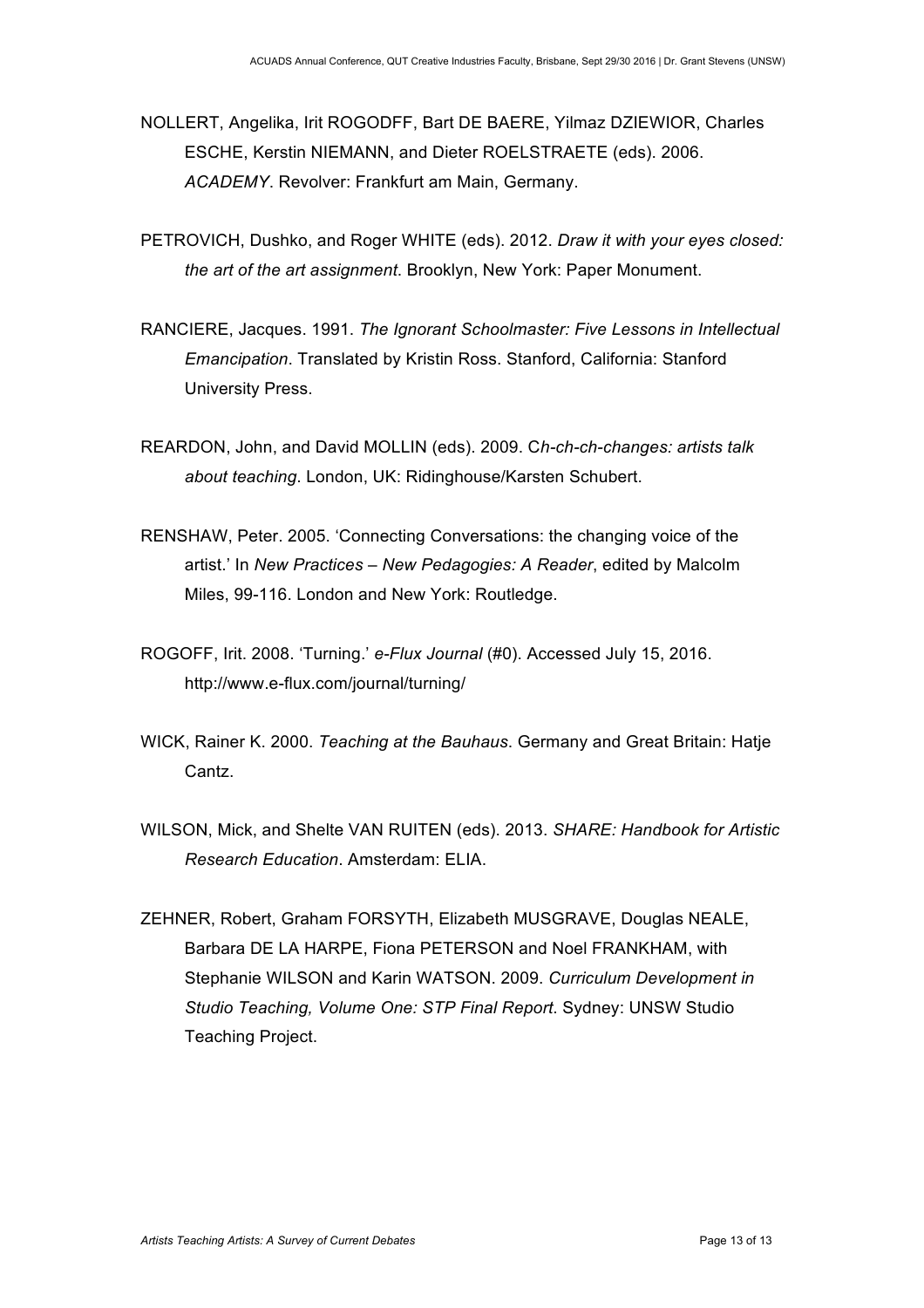NOLLERT, Angelika, Irit ROGODFF, Bart DE BAERE, Yilmaz DZIEWIOR, Charles ESCHE, Kerstin NIEMANN, and Dieter ROELSTRAETE (eds). 2006. *ACADEMY*. Revolver: Frankfurt am Main, Germany.

PETROVICH, Dushko, and Roger WHITE (eds). 2012. *Draw it with your eyes closed: the art of the art assignment*. Brooklyn, New York: Paper Monument.

RANCIERE, Jacques. 1991. *The Ignorant Schoolmaster: Five Lessons in Intellectual Emancipation*. Translated by Kristin Ross. Stanford, California: Stanford University Press.

REARDON, John, and David MOLLIN (eds). 2009. C*h-ch-ch-changes: artists talk about teaching*. London, UK: Ridinghouse/Karsten Schubert.

RENSHAW, Peter. 2005. 'Connecting Conversations: the changing voice of the artist.' In *New Practices – New Pedagogies: A Reader*, edited by Malcolm Miles, 99-116. London and New York: Routledge.

ROGOFF, Irit. 2008. 'Turning.' *e-Flux Journal* (#0). Accessed July 15, 2016. http://www.e-flux.com/journal/turning/

WICK, Rainer K. 2000. *Teaching at the Bauhaus*. Germany and Great Britain: Hatje Cantz.

WILSON, Mick, and Shelte VAN RUITEN (eds). 2013. *SHARE: Handbook for Artistic Research Education*. Amsterdam: ELIA.

ZEHNER, Robert, Graham FORSYTH, Elizabeth MUSGRAVE, Douglas NEALE, Barbara DE LA HARPE, Fiona PETERSON and Noel FRANKHAM, with Stephanie WILSON and Karin WATSON. 2009. *Curriculum Development in Studio Teaching, Volume One: STP Final Report.* Sydney: UNSW Studio Teaching Project.